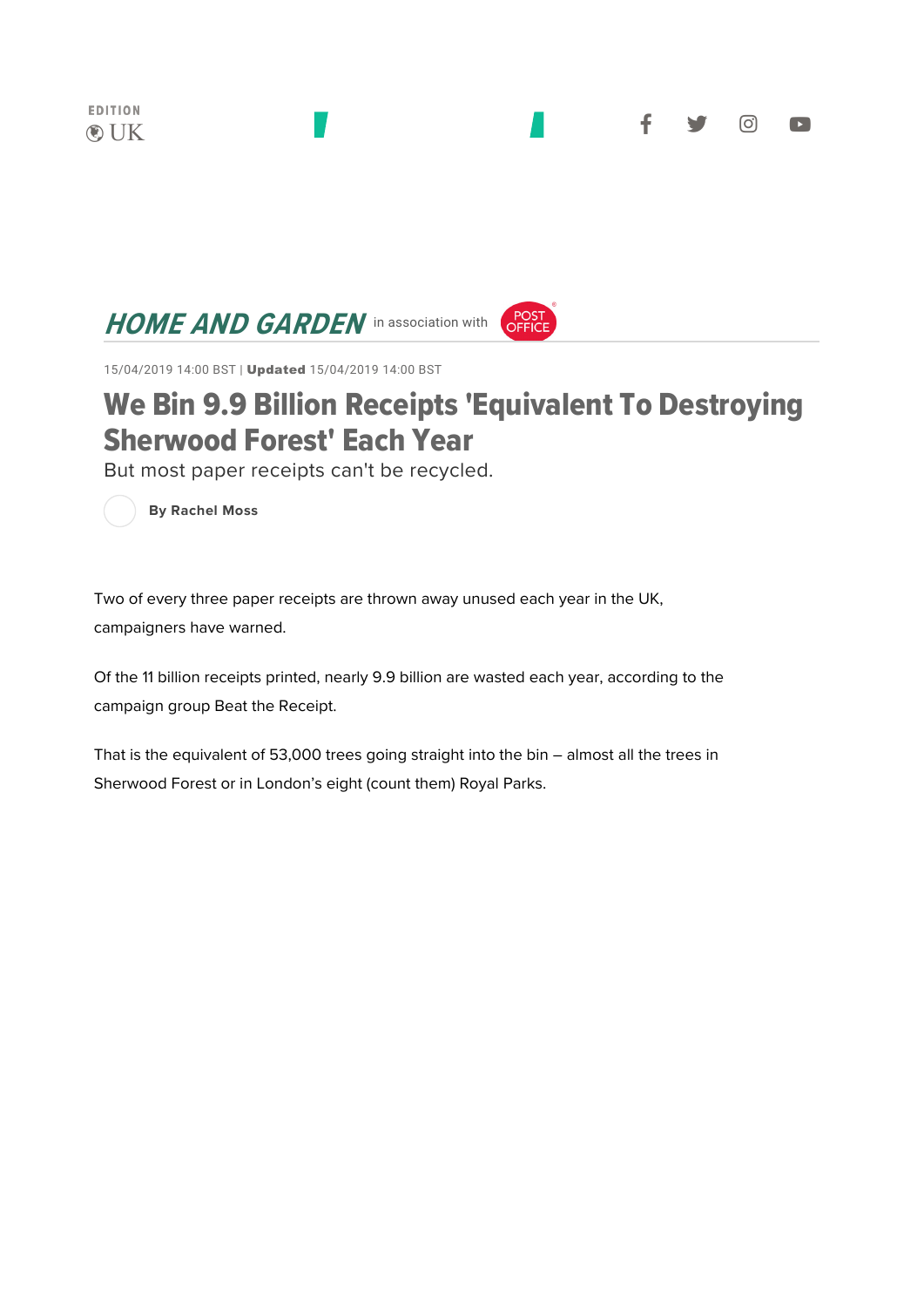EDITION
UK

HOME AND GARDEN in association with POST OFFICE

15/04/2019 14:00 BST | **Updated** 15/04/2019 14:00 BST

# We Bin 9.9 Billion Receipts 'Equivalent To Destroying Sherwood Forest' Each Year

But most paper receipts can't be recycled.

**By Rachel Moss**

Two of every three paper receipts are thrown away unused each year in the UK, campaigners have warned.

Of the 11 billion receipts printed, nearly 9.9 billion are wasted each year, according to the campaign group Beat the Receipt.

That is the equivalent of 53,000 trees going straight into the bin – almost all the trees in Sherwood Forest or in London's eight (count them) Royal Parks.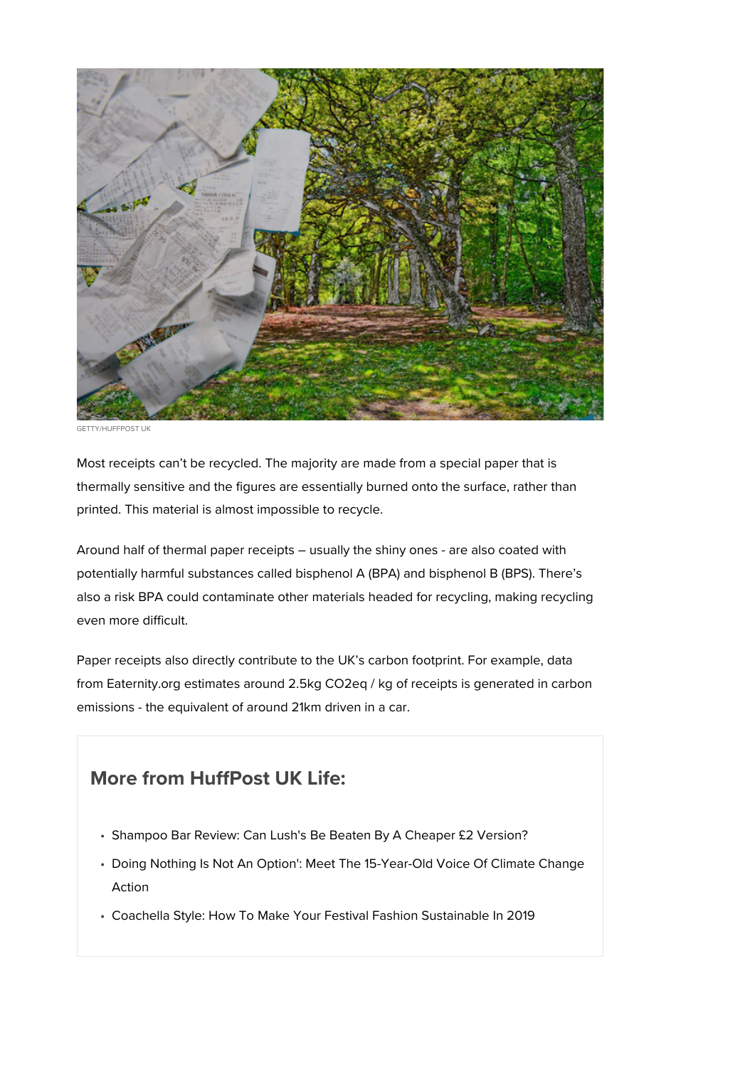GETTY/HUFFPOST UK

Most receipts can't be recycled. The majority are made from a special paper that is thermally sensitive and the figures are essentially burned onto the surface, rather than printed. This material is almost impossible to recycle.

Around half of thermal paper receipts – usually the shiny ones - are also coated with potentially harmful substances called bisphenol A (BPA) and bisphenol B (BPS). There's also a risk BPA could contaminate other materials headed for recycling, making recycling even more difficult.

Paper receipts also directly contribute to the UK's carbon footprint. For example, data from Eaternity.org estimates around 2.5kg $CO_2$eq / kg of receipts is generated in carbon emissions - the equivalent of around 21km driven in a car.

## More from HuffPost UK Life:

- Shampoo Bar Review: Can Lush's Be Beaten By A Cheaper £2 Version?
- Doing Nothing Is Not An Option': Meet The 15-Year-Old Voice Of Climate Change Action
- Coachella Style: How To Make Your Festival Fashion Sustainable In 2019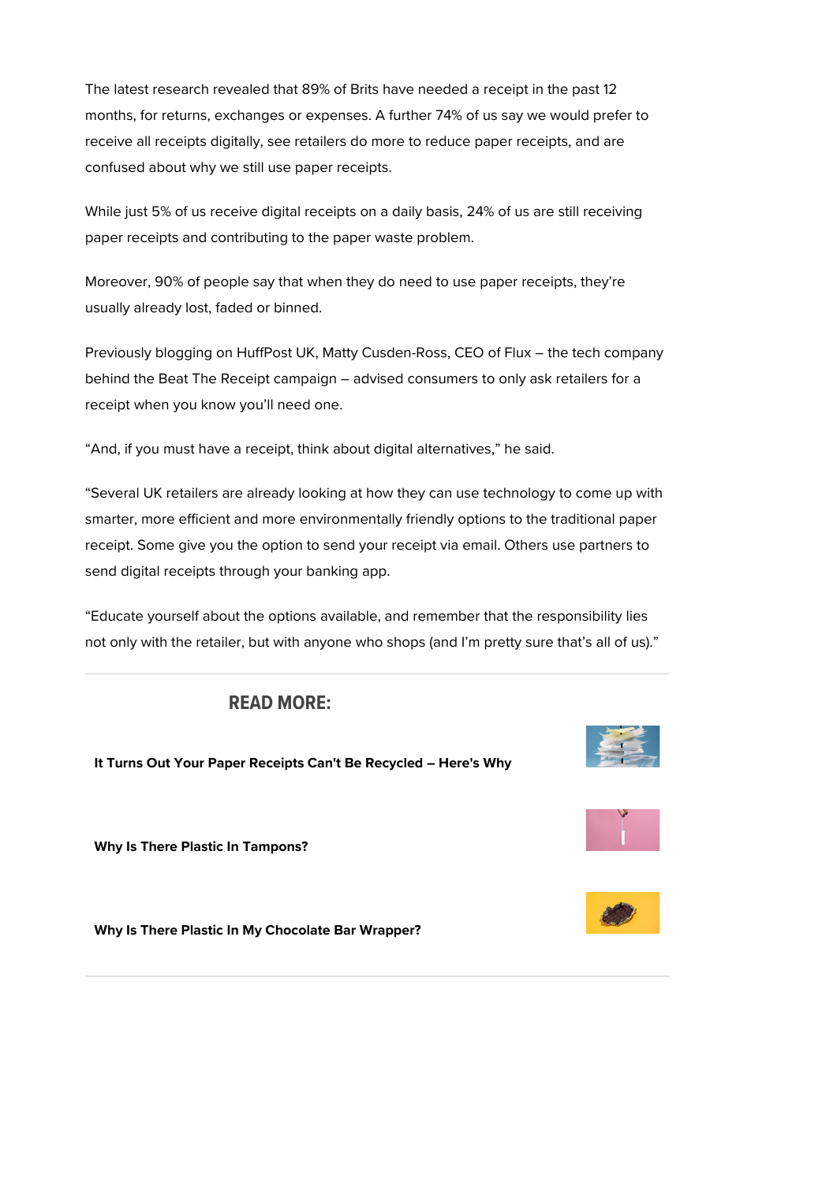The latest research revealed that 89% of Brits have needed a receipt in the past 12 months, for returns, exchanges or expenses. A further 74% of us say we would prefer to receive all receipts digitally, see retailers do more to reduce paper receipts, and are confused about why we still use paper receipts.

While just 5% of us receive digital receipts on a daily basis, 24% of us are still receiving paper receipts and contributing to the paper waste problem.

Moreover, 90% of people say that when they do need to use paper receipts, they're usually already lost, faded or binned.

Previously blogging on HuffPost UK, Matty Cusden-Ross, CEO of Flux – the tech company behind the Beat The Receipt campaign – advised consumers to only ask retailers for a receipt when you know you'll need one.

"And, if you must have a receipt, think about digital alternatives," he said.

"Several UK retailers are already looking at how they can use technology to come up with smarter, more efficient and more environmentally friendly options to the traditional paper receipt. Some give you the option to send your receipt via email. Others use partners to send digital receipts through your banking app.

"Educate yourself about the options available, and remember that the responsibility lies not only with the retailer, but with anyone who shops (and I'm pretty sure that's all of us)."

---

## READ MORE:

**It Turns Out Your Paper Receipts Can't Be Recycled – Here's Why**

**Why Is There Plastic In Tampons?**

**Why Is There Plastic In My Chocolate Bar Wrapper?**

---